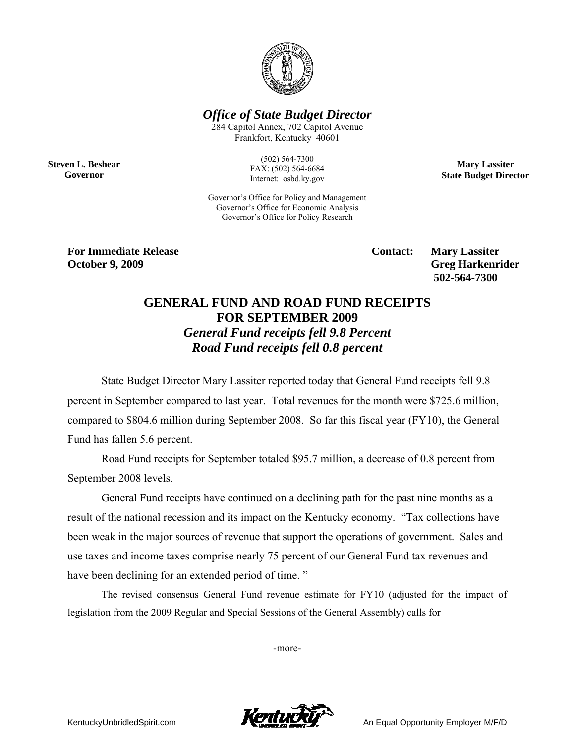***Office of State Budget Director***

284 Capitol Annex, 702 Capitol Avenue
Frankfort, Kentucky 40601

(502) 564-7300
FAX: (502) 564-6684
Internet: osbd.ky.gov

Governor's Office for Policy and Management
Governor's Office for Economic Analysis
Governor's Office for Policy Research

**Steven L. Beshear**
**Governor**

**Mary Lassiter**
**State Budget Director**

**For Immediate Release**
**October 9, 2009**

**Contact: Mary Lassiter**
**Greg Harkenrider**
**502-564-7300**

# GENERAL FUND AND ROAD FUND RECEIPTS FOR SEPTEMBER 2009

## *General Fund receipts fell 9.8 Percent*
## *Road Fund receipts fell 0.8 percent*

State Budget Director Mary Lassiter reported today that General Fund receipts fell 9.8 percent in September compared to last year. Total revenues for the month were $725.6 million, compared to $804.6 million during September 2008. So far this fiscal year (FY10), the General Fund has fallen 5.6 percent.

Road Fund receipts for September totaled $95.7 million, a decrease of 0.8 percent from September 2008 levels.

General Fund receipts have continued on a declining path for the past nine months as a result of the national recession and its impact on the Kentucky economy. "Tax collections have been weak in the major sources of revenue that support the operations of government. Sales and use taxes and income taxes comprise nearly 75 percent of our General Fund tax revenues and have been declining for an extended period of time. "

The revised consensus General Fund revenue estimate for FY10 (adjusted for the impact of legislation from the 2009 Regular and Special Sessions of the General Assembly) calls for

-more-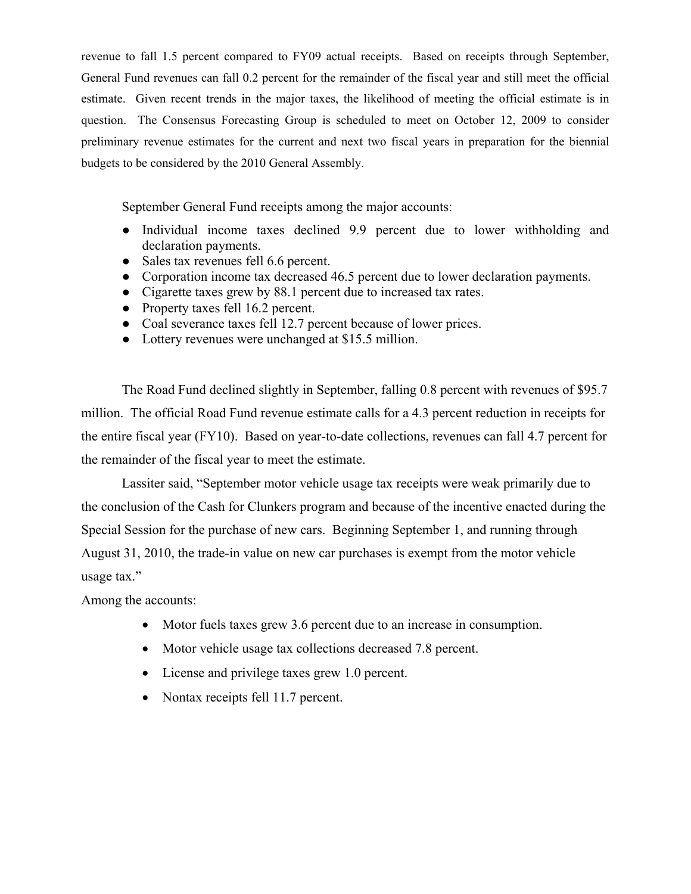revenue to fall 1.5 percent compared to FY09 actual receipts. Based on receipts through September, General Fund revenues can fall 0.2 percent for the remainder of the fiscal year and still meet the official estimate. Given recent trends in the major taxes, the likelihood of meeting the official estimate is in question. The Consensus Forecasting Group is scheduled to meet on October 12, 2009 to consider preliminary revenue estimates for the current and next two fiscal years in preparation for the biennial budgets to be considered by the 2010 General Assembly.

September General Fund receipts among the major accounts:

- Individual income taxes declined 9.9 percent due to lower withholding and declaration payments.
- Sales tax revenues fell 6.6 percent.
- Corporation income tax decreased 46.5 percent due to lower declaration payments.
- Cigarette taxes grew by 88.1 percent due to increased tax rates.
- Property taxes fell 16.2 percent.
- Coal severance taxes fell 12.7 percent because of lower prices.
- Lottery revenues were unchanged at $15.5 million.

The Road Fund declined slightly in September, falling 0.8 percent with revenues of $95.7 million. The official Road Fund revenue estimate calls for a 4.3 percent reduction in receipts for the entire fiscal year (FY10). Based on year-to-date collections, revenues can fall 4.7 percent for the remainder of the fiscal year to meet the estimate.

Lassiter said, "September motor vehicle usage tax receipts were weak primarily due to the conclusion of the Cash for Clunkers program and because of the incentive enacted during the Special Session for the purchase of new cars. Beginning September 1, and running through August 31, 2010, the trade-in value on new car purchases is exempt from the motor vehicle usage tax."

Among the accounts:

- Motor fuels taxes grew 3.6 percent due to an increase in consumption.
- Motor vehicle usage tax collections decreased 7.8 percent.
- License and privilege taxes grew 1.0 percent.
- Nontax receipts fell 11.7 percent.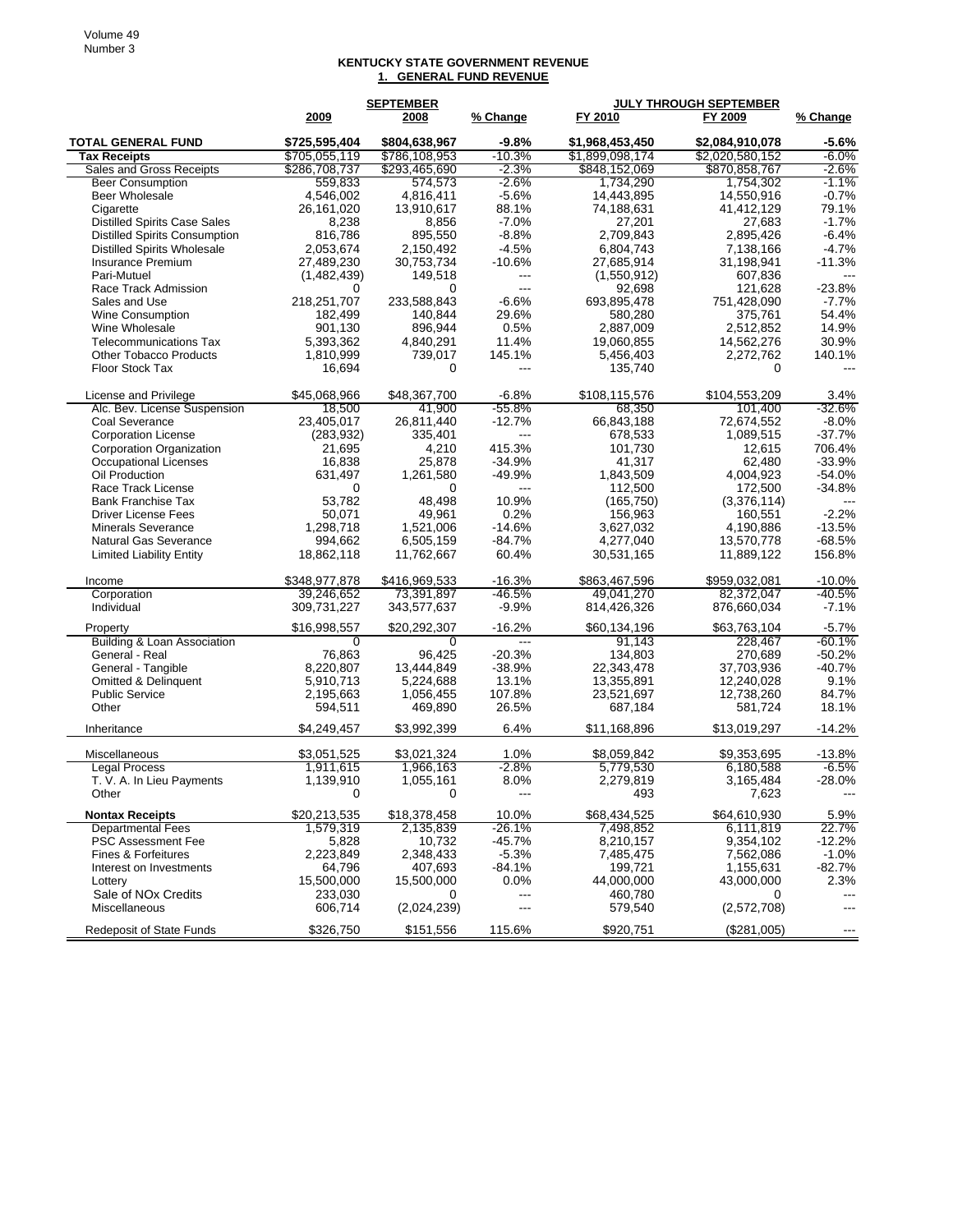**KENTUCKY STATE GOVERNMENT REVENUE**

**1. GENERAL FUND REVENUE**

| | SEPTEMBER | | | JULY THROUGH SEPTEMBER | | |
|---|---|---|---|---|---|---|
| | 2009 | 2008 | % Change | FY 2010 | FY 2009 | % Change |
| **TOTAL GENERAL FUND** | **$725,595,404** | **$804,638,967** | **-9.8%** | **$1,968,453,450** | **$2,084,910,078** | **-5.6%** |
| **Tax Receipts** | $705,055,119 | $786,108,953 | -10.3% | $1,899,098,174 | $2,020,580,152 | -6.0% |
| Sales and Gross Receipts | $286,708,737 | $293,465,690 | -2.3% | $848,152,069 | $870,858,767 | -2.6% |
| Beer Consumption | 559,833 | 574,573 | -2.6% | 1,734,290 | 1,754,302 | -1.1% |
| Beer Wholesale | 4,546,002 | 4,816,411 | -5.6% | 14,443,895 | 14,550,916 | -0.7% |
| Cigarette | 26,161,020 | 13,910,617 | 88.1% | 74,188,631 | 41,412,129 | 79.1% |
| Distilled Spirits Case Sales | 8,238 | 8,856 | -7.0% | 27,201 | 27,683 | -1.7% |
| Distilled Spirits Consumption | 816,786 | 895,550 | -8.8% | 2,709,843 | 2,895,426 | -6.4% |
| Distilled Spirits Wholesale | 2,053,674 | 2,150,492 | -4.5% | 6,804,743 | 7,138,166 | -4.7% |
| Insurance Premium | 27,489,230 | 30,753,734 | -10.6% | 27,685,914 | 31,198,941 | -11.3% |
| Pari-Mutuel | (1,482,439) | 149,518 | --- | (1,550,912) | 607,836 | --- |
| Race Track Admission | 0 | 0 | --- | 92,698 | 121,628 | -23.8% |
| Sales and Use | 218,251,707 | 233,588,843 | -6.6% | 693,895,478 | 751,428,090 | -7.7% |
| Wine Consumption | 182,499 | 140,844 | 29.6% | 580,280 | 375,761 | 54.4% |
| Wine Wholesale | 901,130 | 896,944 | 0.5% | 2,887,009 | 2,512,852 | 14.9% |
| Telecommunications Tax | 5,393,362 | 4,840,291 | 11.4% | 19,060,855 | 14,562,276 | 30.9% |
| Other Tobacco Products | 1,810,999 | 739,017 | 145.1% | 5,456,403 | 2,272,762 | 140.1% |
| Floor Stock Tax | 16,694 | 0 | --- | 135,740 | 0 | --- |
| | | | | | | |
| License and Privilege | $45,068,966 | $48,367,700 | -6.8% | $108,115,576 | $104,553,209 | 3.4% |
| Alc. Bev. License Suspension | 18,500 | 41,900 | -55.8% | 68,350 | 101,400 | -32.6% |
| Coal Severance | 23,405,017 | 26,811,440 | -12.7% | 66,843,188 | 72,674,552 | -8.0% |
| Corporation License | (283,932) | 335,401 | --- | 678,533 | 1,089,515 | -37.7% |
| Corporation Organization | 21,695 | 4,210 | 415.3% | 101,730 | 12,615 | 706.4% |
| Occupational Licenses | 16,838 | 25,878 | -34.9% | 41,317 | 62,480 | -33.9% |
| Oil Production | 631,497 | 1,261,580 | -49.9% | 1,843,509 | 4,004,923 | -54.0% |
| Race Track License | 0 | 0 | --- | 112,500 | 172,500 | -34.8% |
| Bank Franchise Tax | 53,782 | 48,498 | 10.9% | (165,750) | (3,376,114) | --- |
| Driver License Fees | 50,071 | 49,961 | 0.2% | 156,963 | 160,551 | -2.2% |
| Minerals Severance | 1,298,718 | 1,521,006 | -14.6% | 3,627,032 | 4,190,886 | -13.5% |
| Natural Gas Severance | 994,662 | 6,505,159 | -84.7% | 4,277,040 | 13,570,778 | -68.5% |
| Limited Liability Entity | 18,862,118 | 11,762,667 | 60.4% | 30,531,165 | 11,889,122 | 156.8% |
| | | | | | | |
| Income | $348,977,878 | $416,969,533 | -16.3% | $863,467,596 | $959,032,081 | -10.0% |
| Corporation | 39,246,652 | 73,391,897 | -46.5% | 49,041,270 | 82,372,047 | -40.5% |
| Individual | 309,731,227 | 343,577,637 | -9.9% | 814,426,326 | 876,660,034 | -7.1% |
| | | | | | | |
| Property | $16,998,557 | $20,292,307 | -16.2% | $60,134,196 | $63,763,104 | -5.7% |
| Building & Loan Association | 0 | 0 | --- | 91,143 | 228,467 | -60.1% |
| General - Real | 76,863 | 96,425 | -20.3% | 134,803 | 270,689 | -50.2% |
| General - Tangible | 8,220,807 | 13,444,849 | -38.9% | 22,343,478 | 37,703,936 | -40.7% |
| Omitted & Delinquent | 5,910,713 | 5,224,688 | 13.1% | 13,355,891 | 12,240,028 | 9.1% |
| Public Service | 2,195,663 | 1,056,455 | 107.8% | 23,521,697 | 12,738,260 | 84.7% |
| Other | 594,511 | 469,890 | 26.5% | 687,184 | 581,724 | 18.1% |
| | | | | | | |
| Inheritance | $4,249,457 | $3,992,399 | 6.4% | $11,168,896 | $13,019,297 | -14.2% |
| | | | | | | |
| Miscellaneous | $3,051,525 | $3,021,324 | 1.0% | $8,059,842 | $9,353,695 | -13.8% |
| Legal Process | 1,911,615 | 1,966,163 | -2.8% | 5,779,530 | 6,180,588 | -6.5% |
| T. V. A. In Lieu Payments | 1,139,910 | 1,055,161 | 8.0% | 2,279,819 | 3,165,484 | -28.0% |
| Other | 0 | 0 | --- | 493 | 7,623 | --- |
| | | | | | | |
| **Nontax Receipts** | $20,213,535 | $18,378,458 | 10.0% | $68,434,525 | $64,610,930 | 5.9% |
| Departmental Fees | 1,579,319 | 2,135,839 | -26.1% | 7,498,852 | 6,111,819 | 22.7% |
| PSC Assessment Fee | 5,828 | 10,732 | -45.7% | 8,210,157 | 9,354,102 | -12.2% |
| Fines & Forfeitures | 2,223,849 | 2,348,433 | -5.3% | 7,485,475 | 7,562,086 | -1.0% |
| Interest on Investments | 64,796 | 407,693 | -84.1% | 199,721 | 1,155,631 | -82.7% |
| Lottery | 15,500,000 | 15,500,000 | 0.0% | 44,000,000 | 43,000,000 | 2.3% |
| Sale of NOx Credits | 233,030 | 0 | --- | 460,780 | 0 | --- |
| Miscellaneous | 606,714 | (2,024,239) | --- | 579,540 | (2,572,708) | --- |
| | | | | | | |
| Redeposit of State Funds | $326,750 | $151,556 | 115.6% | $920,751 | ($281,005) | --- |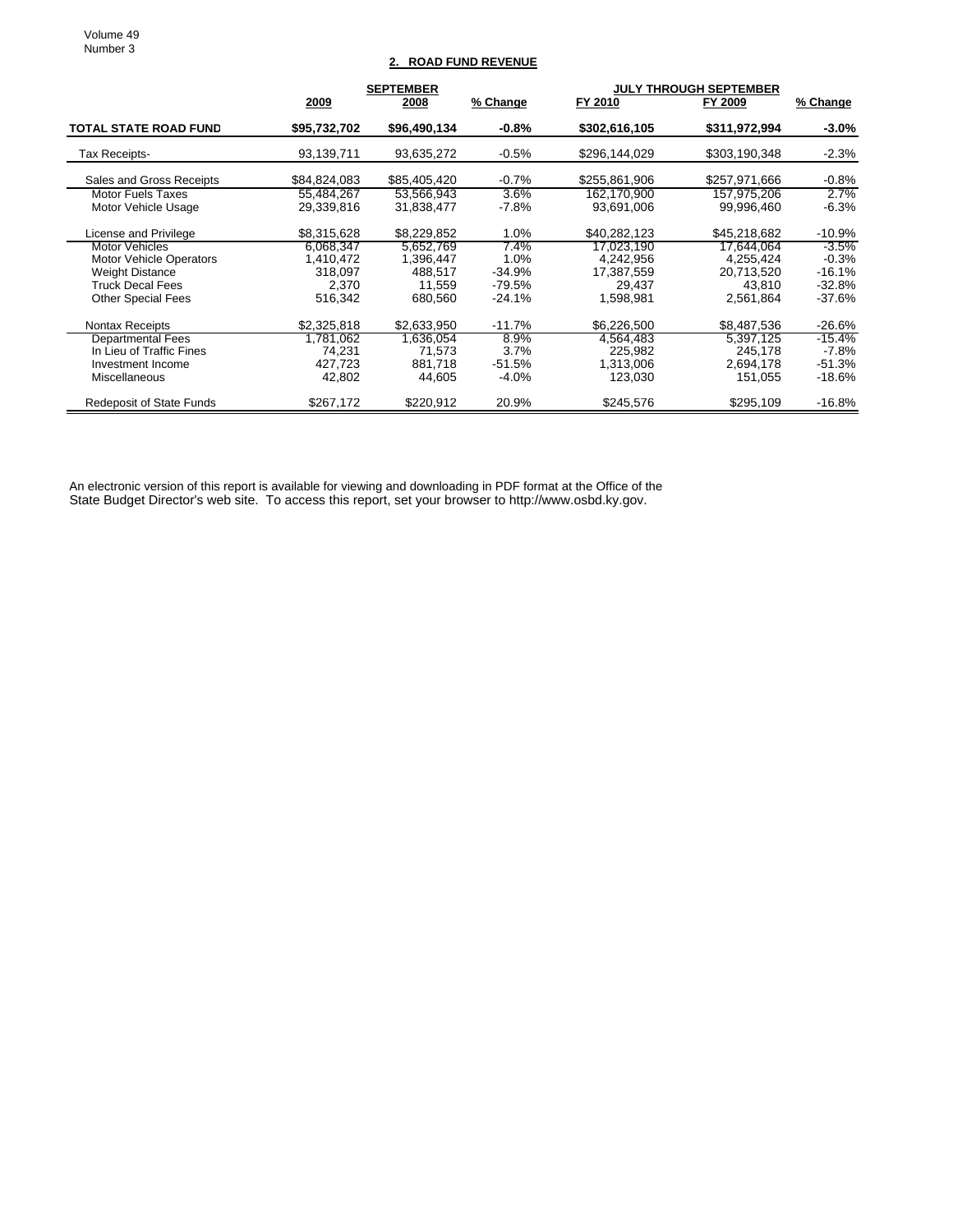## 2. ROAD FUND REVENUE

| | SEPTEMBER | | | JULY THROUGH SEPTEMBER | | |
|---|---|---|---|---|---|---|
| | 2009 | 2008 | % Change | FY 2010 | FY 2009 | % Change |
| **TOTAL STATE ROAD FUND** | **$95,732,702** | **$96,490,134** | **-0.8%** | **$302,616,105** | **$311,972,994** | **-3.0%** |
| Tax Receipts- | 93,139,711 | 93,635,272 | -0.5% | $296,144,029 | $303,190,348 | -2.3% |
| Sales and Gross Receipts | $84,824,083 | $85,405,420 | -0.7% | $255,861,906 | $257,971,666 | -0.8% |
| Motor Fuels Taxes | 55,484,267 | 53,566,943 | 3.6% | 162,170,900 | 157,975,206 | 2.7% |
| Motor Vehicle Usage | 29,339,816 | 31,838,477 | -7.8% | 93,691,006 | 99,996,460 | -6.3% |
| License and Privilege | $8,315,628 | $8,229,852 | 1.0% | $40,282,123 | $45,218,682 | -10.9% |
| Motor Vehicles | 6,068,347 | 5,652,769 | 7.4% | 17,023,190 | 17,644,064 | -3.5% |
| Motor Vehicle Operators | 1,410,472 | 1,396,447 | 1.0% | 4,242,956 | 4,255,424 | -0.3% |
| Weight Distance | 318,097 | 488,517 | -34.9% | 17,387,559 | 20,713,520 | -16.1% |
| Truck Decal Fees | 2,370 | 11,559 | -79.5% | 29,437 | 43,810 | -32.8% |
| Other Special Fees | 516,342 | 680,560 | -24.1% | 1,598,981 | 2,561,864 | -37.6% |
| Nontax Receipts | $2,325,818 | $2,633,950 | -11.7% | $6,226,500 | $8,487,536 | -26.6% |
| Departmental Fees | 1,781,062 | 1,636,054 | 8.9% | 4,564,483 | 5,397,125 | -15.4% |
| In Lieu of Traffic Fines | 74,231 | 71,573 | 3.7% | 225,982 | 245,178 | -7.8% |
| Investment Income | 427,723 | 881,718 | -51.5% | 1,313,006 | 2,694,178 | -51.3% |
| Miscellaneous | 42,802 | 44,605 | -4.0% | 123,030 | 151,055 | -18.6% |
| Redeposit of State Funds | $267,172 | $220,912 | 20.9% | $245,576 | $295,109 | -16.8% |

An electronic version of this report is available for viewing and downloading in PDF format at the Office of the State Budget Director's web site. To access this report, set your browser to http://www.osbd.ky.gov.